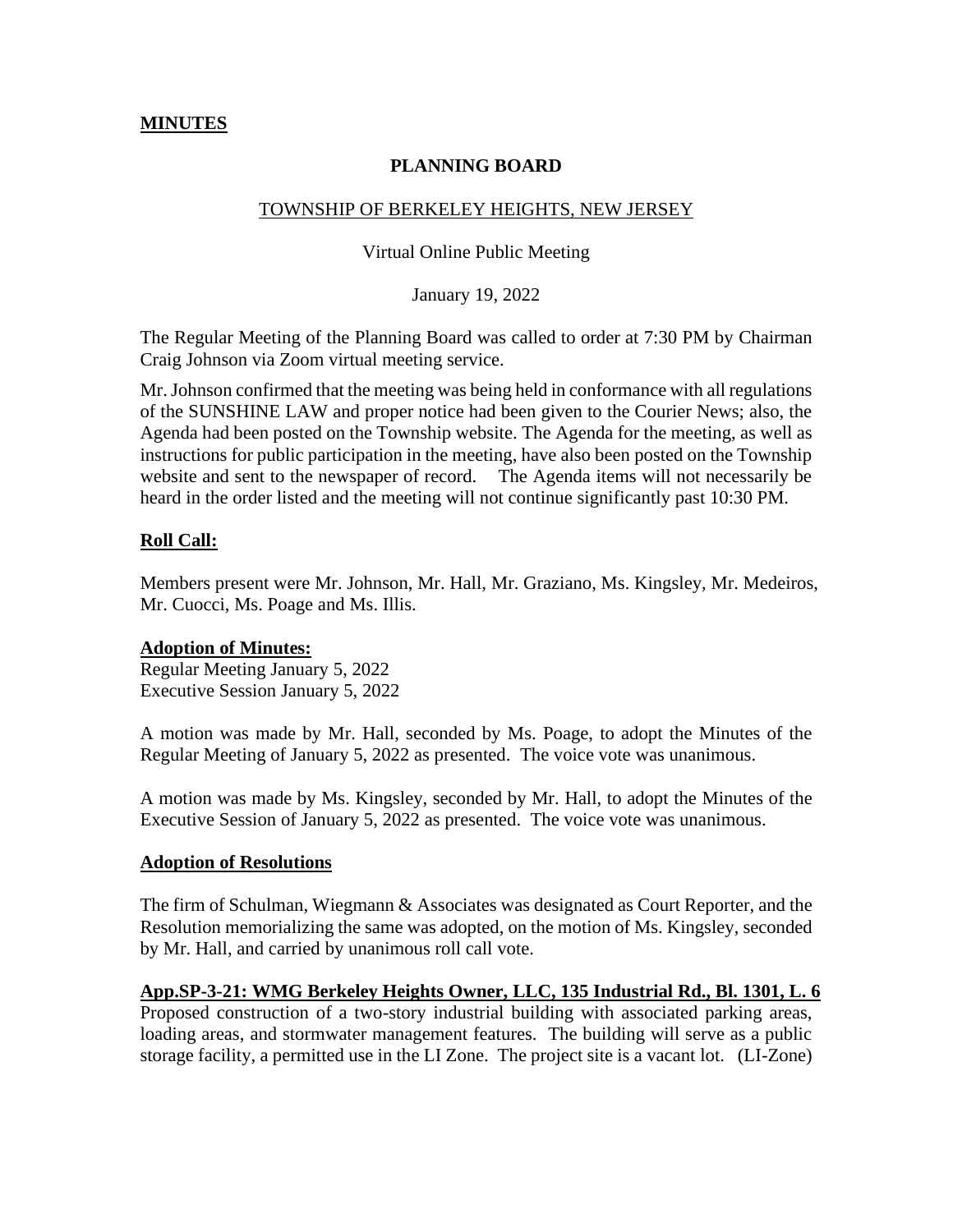**MINUTES**

**PLANNING BOARD**

TOWNSHIP OF BERKELEY HEIGHTS, NEW JERSEY

Virtual Online Public Meeting

January 19, 2022

The Regular Meeting of the Planning Board was called to order at 7:30 PM by Chairman Craig Johnson via Zoom virtual meeting service.

Mr. Johnson confirmed that the meeting was being held in conformance with all regulations of the SUNSHINE LAW and proper notice had been given to the Courier News; also, the Agenda had been posted on the Township website. The Agenda for the meeting, as well as instructions for public participation in the meeting, have also been posted on the Township website and sent to the newspaper of record. The Agenda items will not necessarily be heard in the order listed and the meeting will not continue significantly past 10:30 PM.

**Roll Call:**

Members present were Mr. Johnson, Mr. Hall, Mr. Graziano, Ms. Kingsley, Mr. Medeiros, Mr. Cuocci, Ms. Poage and Ms. Illis.

**Adoption of Minutes:**
Regular Meeting January 5, 2022
Executive Session January 5, 2022

A motion was made by Mr. Hall, seconded by Ms. Poage, to adopt the Minutes of the Regular Meeting of January 5, 2022 as presented. The voice vote was unanimous.

A motion was made by Ms. Kingsley, seconded by Mr. Hall, to adopt the Minutes of the Executive Session of January 5, 2022 as presented. The voice vote was unanimous.

**Adoption of Resolutions**

The firm of Schulman, Wiegmann & Associates was designated as Court Reporter, and the Resolution memorializing the same was adopted, on the motion of Ms. Kingsley, seconded by Mr. Hall, and carried by unanimous roll call vote.

**App.SP-3-21: WMG Berkeley Heights Owner, LLC, 135 Industrial Rd., Bl. 1301, L. 6**
Proposed construction of a two-story industrial building with associated parking areas, loading areas, and stormwater management features. The building will serve as a public storage facility, a permitted use in the LI Zone. The project site is a vacant lot. (LI-Zone)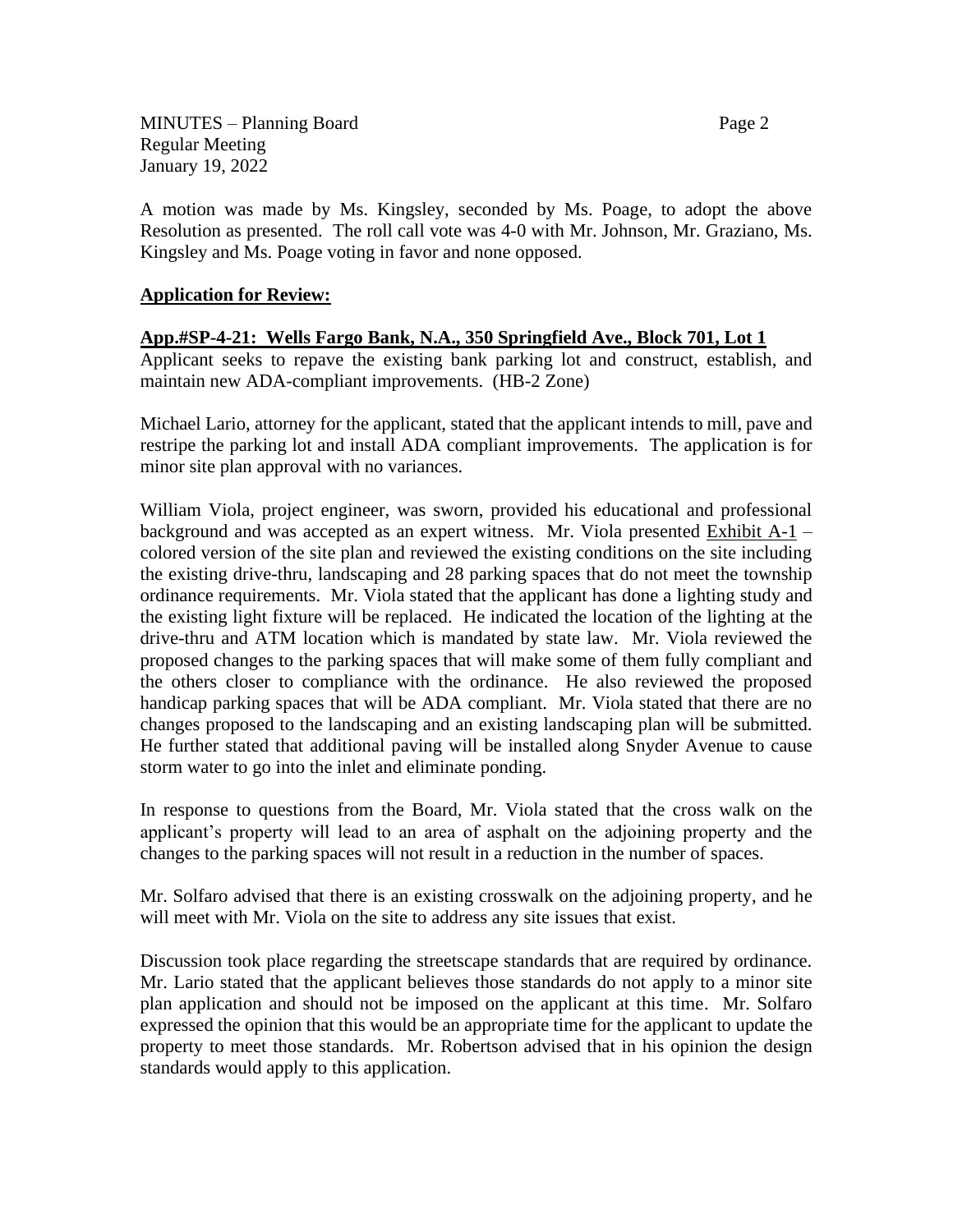A motion was made by Ms. Kingsley, seconded by Ms. Poage, to adopt the above Resolution as presented. The roll call vote was 4-0 with Mr. Johnson, Mr. Graziano, Ms. Kingsley and Ms. Poage voting in favor and none opposed.

**Application for Review:**

**App.#SP-4-21: Wells Fargo Bank, N.A., 350 Springfield Ave., Block 701, Lot 1**

Applicant seeks to repave the existing bank parking lot and construct, establish, and maintain new ADA-compliant improvements. (HB-2 Zone)

Michael Lario, attorney for the applicant, stated that the applicant intends to mill, pave and restripe the parking lot and install ADA compliant improvements. The application is for minor site plan approval with no variances.

William Viola, project engineer, was sworn, provided his educational and professional background and was accepted as an expert witness. Mr. Viola presented Exhibit A-1 – colored version of the site plan and reviewed the existing conditions on the site including the existing drive-thru, landscaping and 28 parking spaces that do not meet the township ordinance requirements. Mr. Viola stated that the applicant has done a lighting study and the existing light fixture will be replaced. He indicated the location of the lighting at the drive-thru and ATM location which is mandated by state law. Mr. Viola reviewed the proposed changes to the parking spaces that will make some of them fully compliant and the others closer to compliance with the ordinance. He also reviewed the proposed handicap parking spaces that will be ADA compliant. Mr. Viola stated that there are no changes proposed to the landscaping and an existing landscaping plan will be submitted. He further stated that additional paving will be installed along Snyder Avenue to cause storm water to go into the inlet and eliminate ponding.

In response to questions from the Board, Mr. Viola stated that the cross walk on the applicant's property will lead to an area of asphalt on the adjoining property and the changes to the parking spaces will not result in a reduction in the number of spaces.

Mr. Solfaro advised that there is an existing crosswalk on the adjoining property, and he will meet with Mr. Viola on the site to address any site issues that exist.

Discussion took place regarding the streetscape standards that are required by ordinance. Mr. Lario stated that the applicant believes those standards do not apply to a minor site plan application and should not be imposed on the applicant at this time. Mr. Solfaro expressed the opinion that this would be an appropriate time for the applicant to update the property to meet those standards. Mr. Robertson advised that in his opinion the design standards would apply to this application.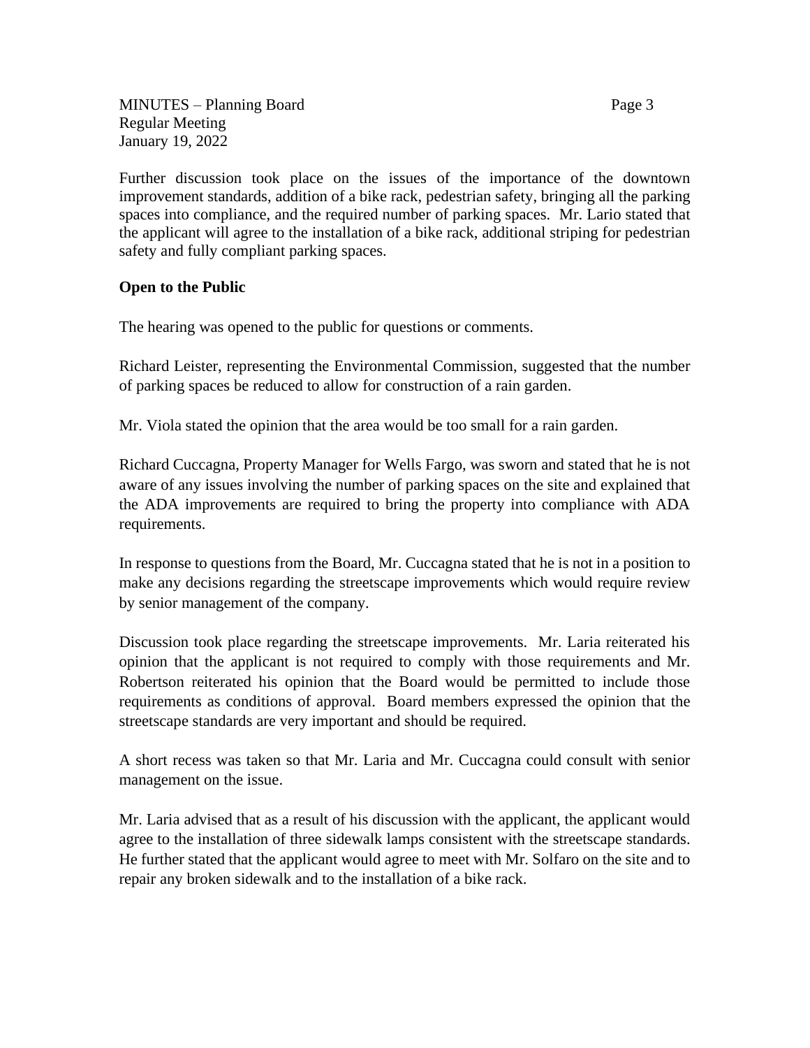Further discussion took place on the issues of the importance of the downtown improvement standards, addition of a bike rack, pedestrian safety, bringing all the parking spaces into compliance, and the required number of parking spaces. Mr. Lario stated that the applicant will agree to the installation of a bike rack, additional striping for pedestrian safety and fully compliant parking spaces.

**Open to the Public**

The hearing was opened to the public for questions or comments.

Richard Leister, representing the Environmental Commission, suggested that the number of parking spaces be reduced to allow for construction of a rain garden.

Mr. Viola stated the opinion that the area would be too small for a rain garden.

Richard Cuccagna, Property Manager for Wells Fargo, was sworn and stated that he is not aware of any issues involving the number of parking spaces on the site and explained that the ADA improvements are required to bring the property into compliance with ADA requirements.

In response to questions from the Board, Mr. Cuccagna stated that he is not in a position to make any decisions regarding the streetscape improvements which would require review by senior management of the company.

Discussion took place regarding the streetscape improvements. Mr. Laria reiterated his opinion that the applicant is not required to comply with those requirements and Mr. Robertson reiterated his opinion that the Board would be permitted to include those requirements as conditions of approval. Board members expressed the opinion that the streetscape standards are very important and should be required.

A short recess was taken so that Mr. Laria and Mr. Cuccagna could consult with senior management on the issue.

Mr. Laria advised that as a result of his discussion with the applicant, the applicant would agree to the installation of three sidewalk lamps consistent with the streetscape standards. He further stated that the applicant would agree to meet with Mr. Solfaro on the site and to repair any broken sidewalk and to the installation of a bike rack.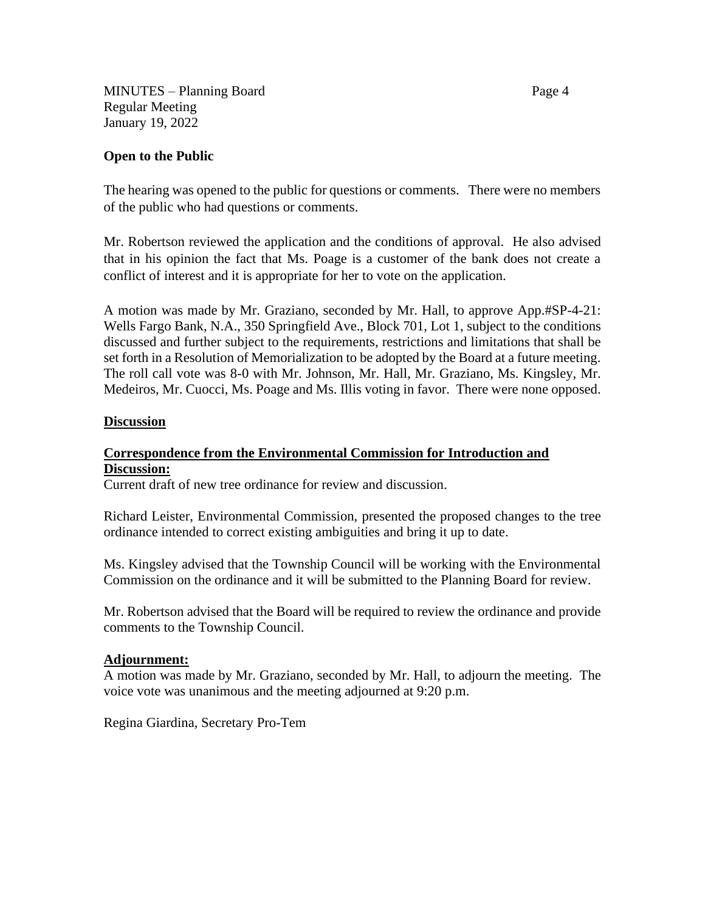**Open to the Public**

The hearing was opened to the public for questions or comments. There were no members of the public who had questions or comments.

Mr. Robertson reviewed the application and the conditions of approval. He also advised that in his opinion the fact that Ms. Poage is a customer of the bank does not create a conflict of interest and it is appropriate for her to vote on the application.

A motion was made by Mr. Graziano, seconded by Mr. Hall, to approve App.#SP-4-21: Wells Fargo Bank, N.A., 350 Springfield Ave., Block 701, Lot 1, subject to the conditions discussed and further subject to the requirements, restrictions and limitations that shall be set forth in a Resolution of Memorialization to be adopted by the Board at a future meeting. The roll call vote was 8-0 with Mr. Johnson, Mr. Hall, Mr. Graziano, Ms. Kingsley, Mr. Medeiros, Mr. Cuocci, Ms. Poage and Ms. Illis voting in favor. There were none opposed.

**Discussion**

**Correspondence from the Environmental Commission for Introduction and Discussion:**

Current draft of new tree ordinance for review and discussion.

Richard Leister, Environmental Commission, presented the proposed changes to the tree ordinance intended to correct existing ambiguities and bring it up to date.

Ms. Kingsley advised that the Township Council will be working with the Environmental Commission on the ordinance and it will be submitted to the Planning Board for review.

Mr. Robertson advised that the Board will be required to review the ordinance and provide comments to the Township Council.

**Adjournment:**

A motion was made by Mr. Graziano, seconded by Mr. Hall, to adjourn the meeting. The voice vote was unanimous and the meeting adjourned at 9:20 p.m.

Regina Giardina, Secretary Pro-Tem